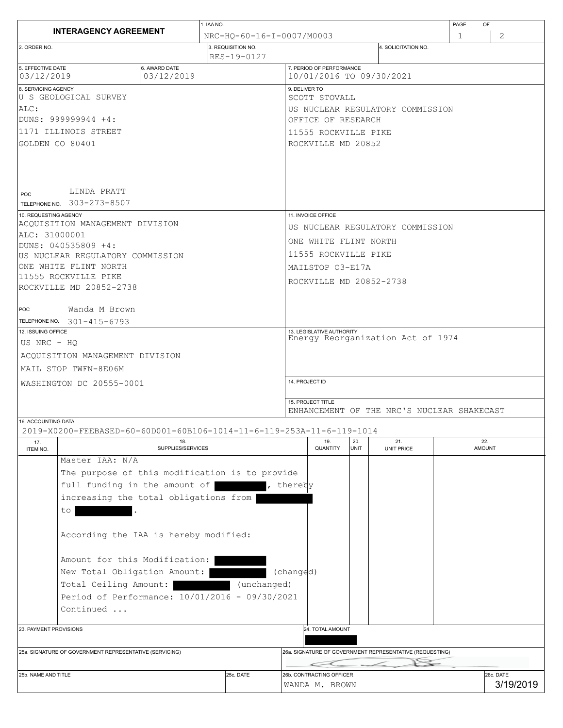# INTERAGENCY AGREEMENT

**1. IAA NO.:** NRC-HQ-60-16-I-0007/M0003

**2. ORDER NO.:**

**3. REQUISITION NO.:** RES-19-0127

**4. SOLICITATION NO.:**

**5. EFFECTIVE DATE:** 03/12/2019

**6. AWARD DATE:** 03/12/2019

**7. PERIOD OF PERFORMANCE:** 10/01/2016 TO 09/30/2021

**8. SERVICING AGENCY**

U S GEOLOGICAL SURVEY
ALC:
DUNS: 999999944 +4:
1171 ILLINOIS STREET
GOLDEN CO 80401

POC: LINDA PRATT
TELEPHONE NO. 303-273-8507

**9. DELIVER TO**

SCOTT STOVALL
US NUCLEAR REGULATORY COMMISSION
OFFICE OF RESEARCH
11555 ROCKVILLE PIKE
ROCKVILLE MD 20852

**10. REQUESTING AGENCY**

ACQUISITION MANAGEMENT DIVISION
ALC: 31000001
DUNS: 040535809 +4:
US NUCLEAR REGULATORY COMMISSION
ONE WHITE FLINT NORTH
11555 ROCKVILLE PIKE
ROCKVILLE MD 20852-2738

POC: Wanda M Brown
TELEPHONE NO. 301-415-6793

**11. INVOICE OFFICE**

US NUCLEAR REGULATORY COMMISSION
ONE WHITE FLINT NORTH
11555 ROCKVILLE PIKE
MAILSTOP O3-E17A
ROCKVILLE MD 20852-2738

**12. ISSUING OFFICE**

US NRC - HQ
ACQUISITION MANAGEMENT DIVISION
MAIL STOP TWFN-8E06M
WASHINGTON DC 20555-0001

**13. LEGISLATIVE AUTHORITY:** Energy Reorganization Act of 1974

**14. PROJECT ID:**

**15. PROJECT TITLE:** ENHANCEMENT OF THE NRC'S NUCLEAR SHAKECAST

**16. ACCOUNTING DATA:** 2019-X0200-FEEBASED-60-60D001-60B106-1014-11-6-119-253A-11-6-119-1014

| 17. ITEM NO. | 18. SUPPLIES/SERVICES | 19. QUANTITY | 20. UNIT | 21. UNIT PRICE | 22. AMOUNT |
|---|---|---|---|---|---|
| | Master IAA: N/A<br>The purpose of this modification is to provide full funding in the amount of [REDACTED], thereby increasing the total obligations from [REDACTED] to [REDACTED].<br><br>According the IAA is hereby modified:<br><br>Amount for this Modification: [REDACTED]<br>New Total Obligation Amount: [REDACTED] (changed)<br>Total Ceiling Amount: [REDACTED] (unchanged)<br>Period of Performance: 10/01/2016 - 09/30/2021<br>Continued ... | | | | |

**23. PAYMENT PROVISIONS:**

**24. TOTAL AMOUNT:** [REDACTED]

**25a. SIGNATURE OF GOVERNMENT REPRESENTATIVE (SERVICING):**

**25b. NAME AND TITLE:**

**25c. DATE:**

**26a. SIGNATURE OF GOVERNMENT REPRESENTATIVE (REQUESTING):** [Signature]

**26b. CONTRACTING OFFICER:** WANDA M. BROWN

**26c. DATE:** 3/19/2019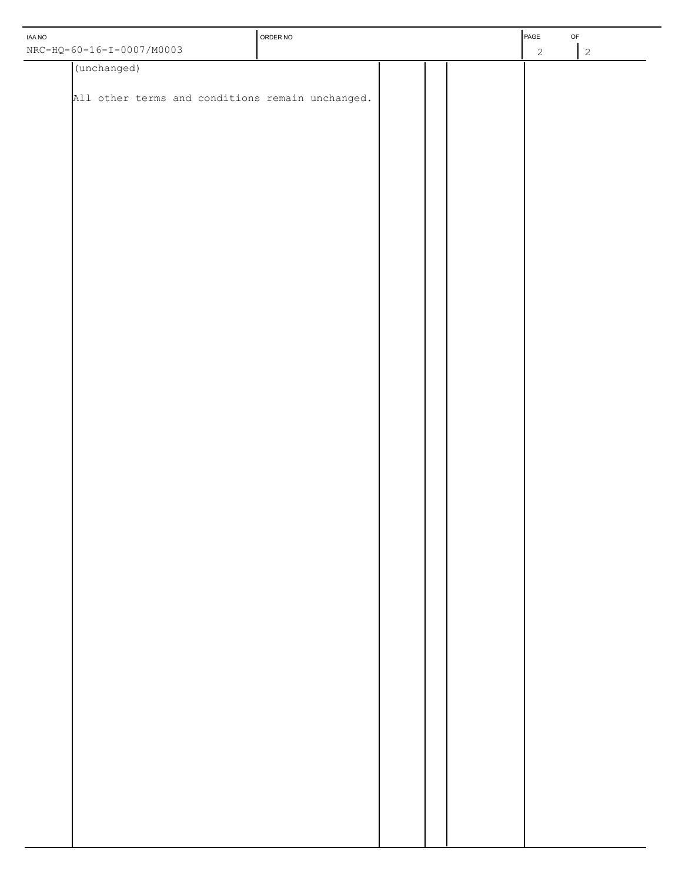(unchanged)

All other terms and conditions remain unchanged.